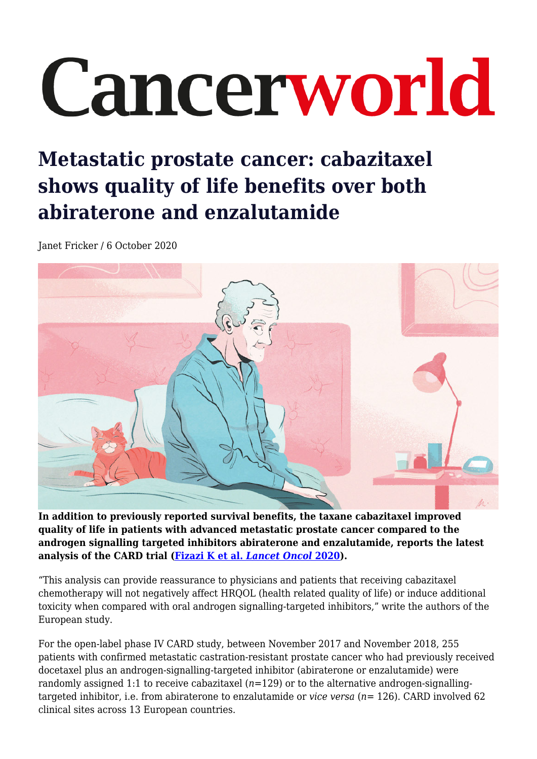# Cancerworld

## Metastatic prostate cancer: cabazitaxel shows quality of life benefits over both abiraterone and enzalutamide

Janet Fricker / 6 October 2020

**In addition to previously reported survival benefits, the taxane cabazitaxel improved quality of life in patients with advanced metastatic prostate cancer compared to the androgen signalling targeted inhibitors abiraterone and enzalutamide, reports the latest analysis of the CARD trial (Fizazi K et al. *Lancet Oncol* 2020).**

"This analysis can provide reassurance to physicians and patients that receiving cabazitaxel chemotherapy will not negatively affect HRQOL (health related quality of life) or induce additional toxicity when compared with oral androgen signalling-targeted inhibitors," write the authors of the European study.

For the open-label phase IV CARD study, between November 2017 and November 2018, 255 patients with confirmed metastatic castration-resistant prostate cancer who had previously received docetaxel plus an androgen-signalling-targeted inhibitor (abiraterone or enzalutamide) were randomly assigned 1:1 to receive cabazitaxel ($n$=129) or to the alternative androgen-signalling-targeted inhibitor, i.e. from abiraterone to enzalutamide or *vice versa* ($n$= 126). CARD involved 62 clinical sites across 13 European countries.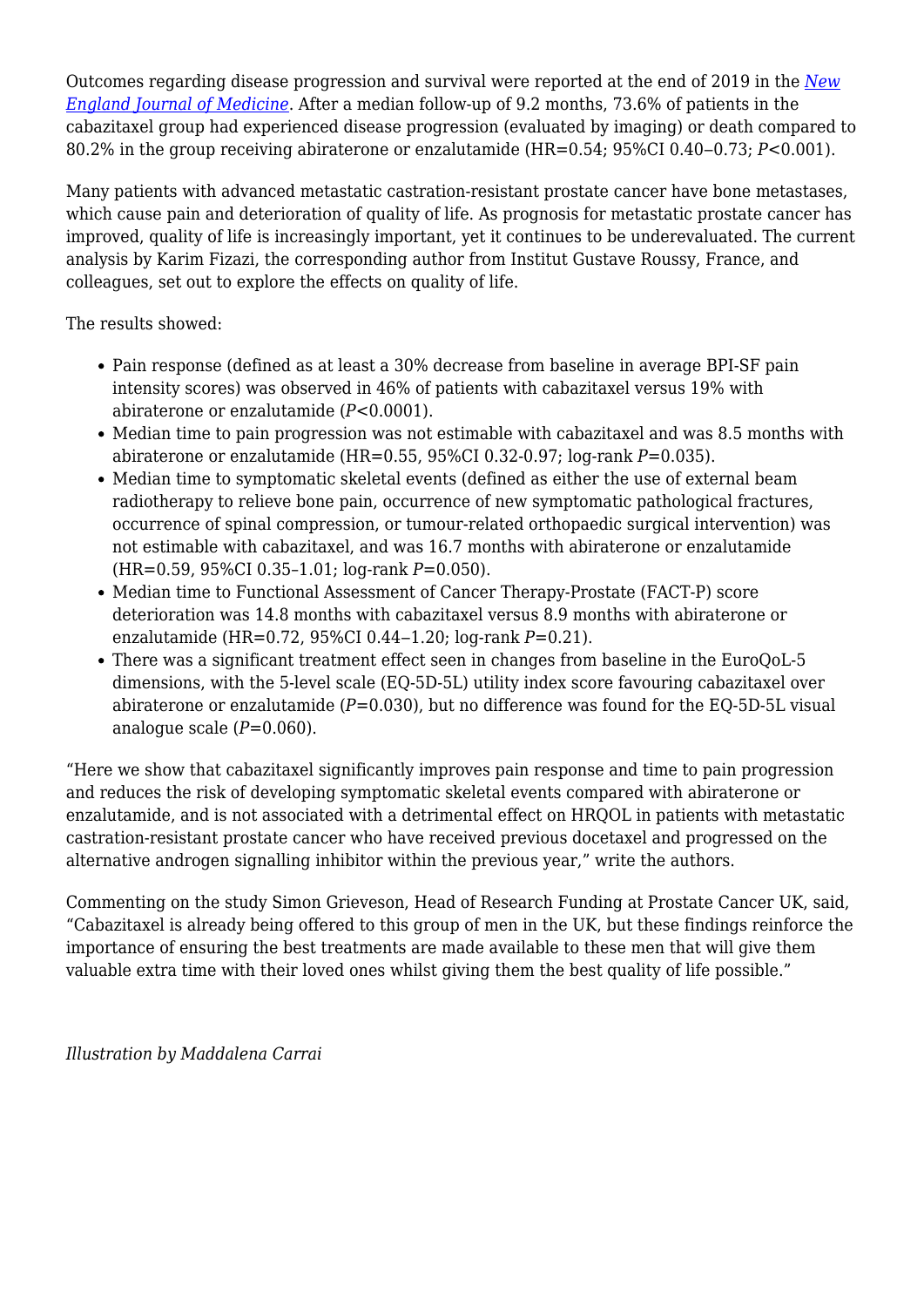Outcomes regarding disease progression and survival were reported at the end of 2019 in the [*New England Journal of Medicine*](). After a median follow-up of 9.2 months, 73.6% of patients in the cabazitaxel group had experienced disease progression (evaluated by imaging) or death compared to 80.2% in the group receiving abiraterone or enzalutamide (HR=0.54; 95%CI 0.40–0.73; $P<0.001$).

Many patients with advanced metastatic castration-resistant prostate cancer have bone metastases, which cause pain and deterioration of quality of life. As prognosis for metastatic prostate cancer has improved, quality of life is increasingly important, yet it continues to be underevaluated. The current analysis by Karim Fizazi, the corresponding author from Institut Gustave Roussy, France, and colleagues, set out to explore the effects on quality of life.

The results showed:

- Pain response (defined as at least a 30% decrease from baseline in average BPI-SF pain intensity scores) was observed in 46% of patients with cabazitaxel versus 19% with abiraterone or enzalutamide ($P<0.0001$).
- Median time to pain progression was not estimable with cabazitaxel and was 8.5 months with abiraterone or enzalutamide (HR=0.55, 95%CI 0.32-0.97; log-rank $P=0.035$).
- Median time to symptomatic skeletal events (defined as either the use of external beam radiotherapy to relieve bone pain, occurrence of new symptomatic pathological fractures, occurrence of spinal compression, or tumour-related orthopaedic surgical intervention) was not estimable with cabazitaxel, and was 16.7 months with abiraterone or enzalutamide (HR=0.59, 95%CI 0.35–1.01; log-rank $P=0.050$).
- Median time to Functional Assessment of Cancer Therapy-Prostate (FACT-P) score deterioration was 14.8 months with cabazitaxel versus 8.9 months with abiraterone or enzalutamide (HR=0.72, 95%CI 0.44–1.20; log-rank $P=0.21$).
- There was a significant treatment effect seen in changes from baseline in the EuroQoL-5 dimensions, with the 5-level scale (EQ-5D-5L) utility index score favouring cabazitaxel over abiraterone or enzalutamide ($P=0.030$), but no difference was found for the EQ-5D-5L visual analogue scale ($P=0.060$).

"Here we show that cabazitaxel significantly improves pain response and time to pain progression and reduces the risk of developing symptomatic skeletal events compared with abiraterone or enzalutamide, and is not associated with a detrimental effect on HRQOL in patients with metastatic castration-resistant prostate cancer who have received previous docetaxel and progressed on the alternative androgen signalling inhibitor within the previous year," write the authors.

Commenting on the study Simon Grieveson, Head of Research Funding at Prostate Cancer UK, said, "Cabazitaxel is already being offered to this group of men in the UK, but these findings reinforce the importance of ensuring the best treatments are made available to these men that will give them valuable extra time with their loved ones whilst giving them the best quality of life possible."

*Illustration by Maddalena Carrai*